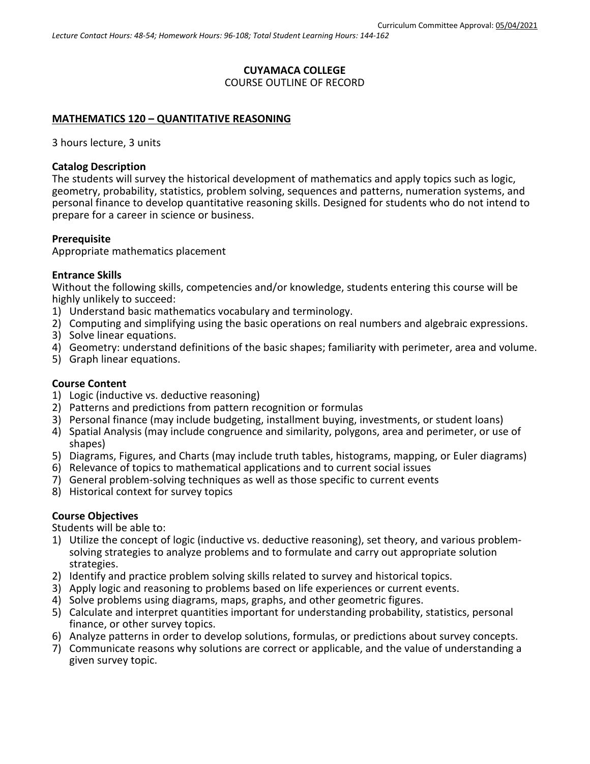Curriculum Committee Approval: 05/04/2021

*Lecture Contact Hours: 48-54; Homework Hours: 96-108; Total Student Learning Hours: 144-162*

**CUYAMACA COLLEGE**
COURSE OUTLINE OF RECORD

**MATHEMATICS 120 – QUANTITATIVE REASONING**

3 hours lecture, 3 units

**Catalog Description**
The students will survey the historical development of mathematics and apply topics such as logic, geometry, probability, statistics, problem solving, sequences and patterns, numeration systems, and personal finance to develop quantitative reasoning skills. Designed for students who do not intend to prepare for a career in science or business.

**Prerequisite**
Appropriate mathematics placement

**Entrance Skills**
Without the following skills, competencies and/or knowledge, students entering this course will be highly unlikely to succeed:
1) Understand basic mathematics vocabulary and terminology.
2) Computing and simplifying using the basic operations on real numbers and algebraic expressions.
3) Solve linear equations.
4) Geometry: understand definitions of the basic shapes; familiarity with perimeter, area and volume.
5) Graph linear equations.

**Course Content**
1) Logic (inductive vs. deductive reasoning)
2) Patterns and predictions from pattern recognition or formulas
3) Personal finance (may include budgeting, installment buying, investments, or student loans)
4) Spatial Analysis (may include congruence and similarity, polygons, area and perimeter, or use of shapes)
5) Diagrams, Figures, and Charts (may include truth tables, histograms, mapping, or Euler diagrams)
6) Relevance of topics to mathematical applications and to current social issues
7) General problem-solving techniques as well as those specific to current events
8) Historical context for survey topics

**Course Objectives**
Students will be able to:
1) Utilize the concept of logic (inductive vs. deductive reasoning), set theory, and various problem-solving strategies to analyze problems and to formulate and carry out appropriate solution strategies.
2) Identify and practice problem solving skills related to survey and historical topics.
3) Apply logic and reasoning to problems based on life experiences or current events.
4) Solve problems using diagrams, maps, graphs, and other geometric figures.
5) Calculate and interpret quantities important for understanding probability, statistics, personal finance, or other survey topics.
6) Analyze patterns in order to develop solutions, formulas, or predictions about survey concepts.
7) Communicate reasons why solutions are correct or applicable, and the value of understanding a given survey topic.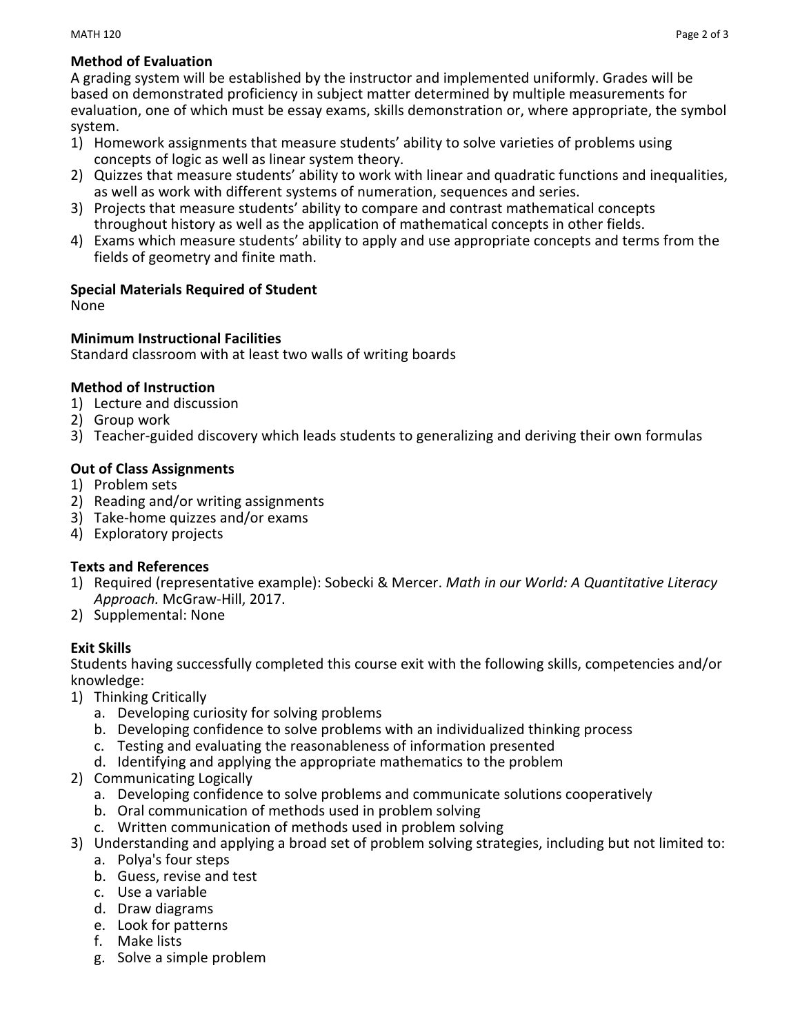**Method of Evaluation**

A grading system will be established by the instructor and implemented uniformly. Grades will be based on demonstrated proficiency in subject matter determined by multiple measurements for evaluation, one of which must be essay exams, skills demonstration or, where appropriate, the symbol system.

1) Homework assignments that measure students' ability to solve varieties of problems using concepts of logic as well as linear system theory.
2) Quizzes that measure students' ability to work with linear and quadratic functions and inequalities, as well as work with different systems of numeration, sequences and series.
3) Projects that measure students' ability to compare and contrast mathematical concepts throughout history as well as the application of mathematical concepts in other fields.
4) Exams which measure students' ability to apply and use appropriate concepts and terms from the fields of geometry and finite math.

**Special Materials Required of Student**

None

**Minimum Instructional Facilities**

Standard classroom with at least two walls of writing boards

**Method of Instruction**

1) Lecture and discussion
2) Group work
3) Teacher-guided discovery which leads students to generalizing and deriving their own formulas

**Out of Class Assignments**

1) Problem sets
2) Reading and/or writing assignments
3) Take-home quizzes and/or exams
4) Exploratory projects

**Texts and References**

1) Required (representative example): Sobecki & Mercer. *Math in our World: A Quantitative Literacy Approach.* McGraw-Hill, 2017.
2) Supplemental: None

**Exit Skills**

Students having successfully completed this course exit with the following skills, competencies and/or knowledge:

1) Thinking Critically
   a. Developing curiosity for solving problems
   b. Developing confidence to solve problems with an individualized thinking process
   c. Testing and evaluating the reasonableness of information presented
   d. Identifying and applying the appropriate mathematics to the problem
2) Communicating Logically
   a. Developing confidence to solve problems and communicate solutions cooperatively
   b. Oral communication of methods used in problem solving
   c. Written communication of methods used in problem solving
3) Understanding and applying a broad set of problem solving strategies, including but not limited to:
   a. Polya's four steps
   b. Guess, revise and test
   c. Use a variable
   d. Draw diagrams
   e. Look for patterns
   f. Make lists
   g. Solve a simple problem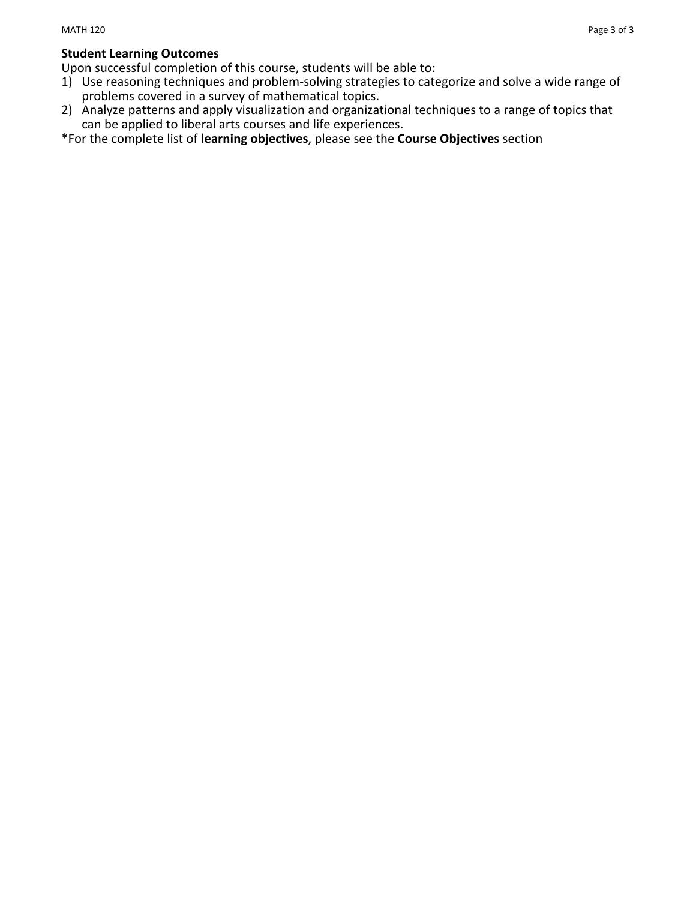**Student Learning Outcomes**

Upon successful completion of this course, students will be able to:

1) Use reasoning techniques and problem-solving strategies to categorize and solve a wide range of problems covered in a survey of mathematical topics.
2) Analyze patterns and apply visualization and organizational techniques to a range of topics that can be applied to liberal arts courses and life experiences.

*For the complete list of **learning objectives**, please see the **Course Objectives** section